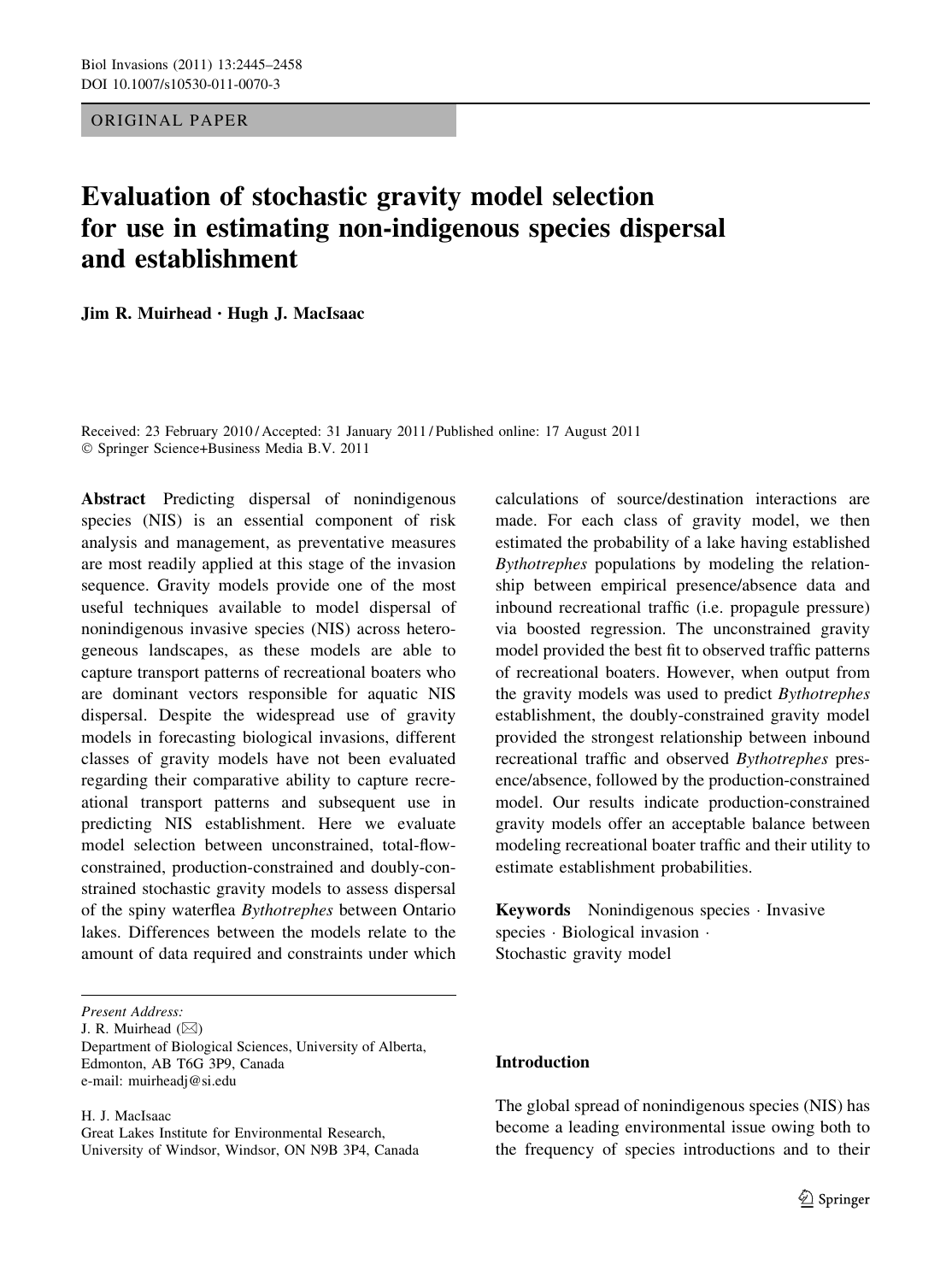ORIGINAL PAPER

# Evaluation of stochastic gravity model selection for use in estimating non-indigenous species dispersal and establishment

**Jim R. Muirhead · Hugh J. MacIsaac**

Received: 23 February 2010 / Accepted: 31 January 2011 / Published online: 17 August 2011
© Springer Science+Business Media B.V. 2011

**Abstract** Predicting dispersal of nonindigenous species (NIS) is an essential component of risk analysis and management, as preventative measures are most readily applied at this stage of the invasion sequence. Gravity models provide one of the most useful techniques available to model dispersal of nonindigenous invasive species (NIS) across heterogeneous landscapes, as these models are able to capture transport patterns of recreational boaters who are dominant vectors responsible for aquatic NIS dispersal. Despite the widespread use of gravity models in forecasting biological invasions, different classes of gravity models have not been evaluated regarding their comparative ability to capture recreational transport patterns and subsequent use in predicting NIS establishment. Here we evaluate model selection between unconstrained, total-flow-constrained, production-constrained and doubly-constrained stochastic gravity models to assess dispersal of the spiny waterflea *Bythotrephes* between Ontario lakes. Differences between the models relate to the amount of data required and constraints under which calculations of source/destination interactions are made. For each class of gravity model, we then estimated the probability of a lake having established *Bythotrephes* populations by modeling the relationship between empirical presence/absence data and inbound recreational traffic (i.e. propagule pressure) via boosted regression. The unconstrained gravity model provided the best fit to observed traffic patterns of recreational boaters. However, when output from the gravity models was used to predict *Bythotrephes* establishment, the doubly-constrained gravity model provided the strongest relationship between inbound recreational traffic and observed *Bythotrephes* presence/absence, followed by the production-constrained model. Our results indicate production-constrained gravity models offer an acceptable balance between modeling recreational boater traffic and their utility to estimate establishment probabilities.

**Keywords** Nonindigenous species · Invasive species · Biological invasion · Stochastic gravity model

*Present Address:*
J. R. Muirhead (✉)
Department of Biological Sciences, University of Alberta, Edmonton, AB T6G 3P9, Canada
e-mail: muirheadj@si.edu

H. J. MacIsaac
Great Lakes Institute for Environmental Research, University of Windsor, Windsor, ON N9B 3P4, Canada

## Introduction

The global spread of nonindigenous species (NIS) has become a leading environmental issue owing both to the frequency of species introductions and to their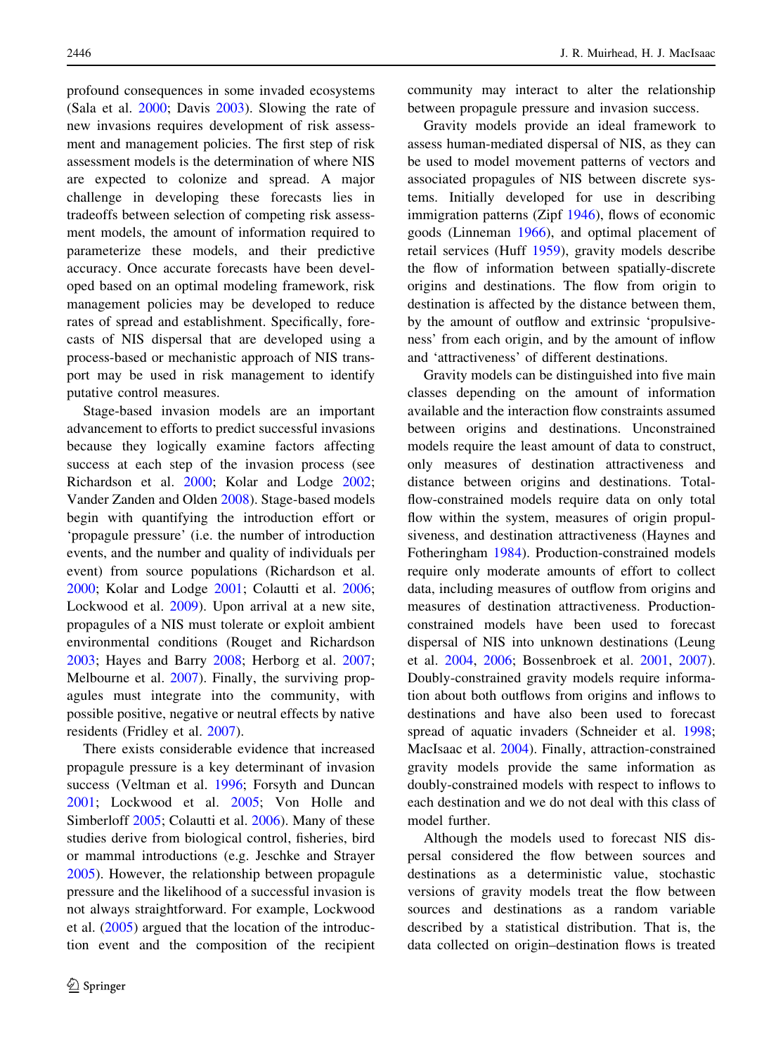profound consequences in some invaded ecosystems (Sala et al. 2000; Davis 2003). Slowing the rate of new invasions requires development of risk assessment and management policies. The first step of risk assessment models is the determination of where NIS are expected to colonize and spread. A major challenge in developing these forecasts lies in tradeoffs between selection of competing risk assessment models, the amount of information required to parameterize these models, and their predictive accuracy. Once accurate forecasts have been developed based on an optimal modeling framework, risk management policies may be developed to reduce rates of spread and establishment. Specifically, forecasts of NIS dispersal that are developed using a process-based or mechanistic approach of NIS transport may be used in risk management to identify putative control measures.

Stage-based invasion models are an important advancement to efforts to predict successful invasions because they logically examine factors affecting success at each step of the invasion process (see Richardson et al. 2000; Kolar and Lodge 2002; Vander Zanden and Olden 2008). Stage-based models begin with quantifying the introduction effort or 'propagule pressure' (i.e. the number of introduction events, and the number and quality of individuals per event) from source populations (Richardson et al. 2000; Kolar and Lodge 2001; Colautti et al. 2006; Lockwood et al. 2009). Upon arrival at a new site, propagules of a NIS must tolerate or exploit ambient environmental conditions (Rouget and Richardson 2003; Hayes and Barry 2008; Herborg et al. 2007; Melbourne et al. 2007). Finally, the surviving propagules must integrate into the community, with possible positive, negative or neutral effects by native residents (Fridley et al. 2007).

There exists considerable evidence that increased propagule pressure is a key determinant of invasion success (Veltman et al. 1996; Forsyth and Duncan 2001; Lockwood et al. 2005; Von Holle and Simberloff 2005; Colautti et al. 2006). Many of these studies derive from biological control, fisheries, bird or mammal introductions (e.g. Jeschke and Strayer 2005). However, the relationship between propagule pressure and the likelihood of a successful invasion is not always straightforward. For example, Lockwood et al. (2005) argued that the location of the introduction event and the composition of the recipient community may interact to alter the relationship between propagule pressure and invasion success.

Gravity models provide an ideal framework to assess human-mediated dispersal of NIS, as they can be used to model movement patterns of vectors and associated propagules of NIS between discrete systems. Initially developed for use in describing immigration patterns (Zipf 1946), flows of economic goods (Linneman 1966), and optimal placement of retail services (Huff 1959), gravity models describe the flow of information between spatially-discrete origins and destinations. The flow from origin to destination is affected by the distance between them, by the amount of outflow and extrinsic 'propulsiveness' from each origin, and by the amount of inflow and 'attractiveness' of different destinations.

Gravity models can be distinguished into five main classes depending on the amount of information available and the interaction flow constraints assumed between origins and destinations. Unconstrained models require the least amount of data to construct, only measures of destination attractiveness and distance between origins and destinations. Total-flow-constrained models require data on only total flow within the system, measures of origin propulsiveness, and destination attractiveness (Haynes and Fotheringham 1984). Production-constrained models require only moderate amounts of effort to collect data, including measures of outflow from origins and measures of destination attractiveness. Production-constrained models have been used to forecast dispersal of NIS into unknown destinations (Leung et al. 2004, 2006; Bossenbroek et al. 2001, 2007). Doubly-constrained gravity models require information about both outflows from origins and inflows to destinations and have also been used to forecast spread of aquatic invaders (Schneider et al. 1998; MacIsaac et al. 2004). Finally, attraction-constrained gravity models provide the same information as doubly-constrained models with respect to inflows to each destination and we do not deal with this class of model further.

Although the models used to forecast NIS dispersal considered the flow between sources and destinations as a deterministic value, stochastic versions of gravity models treat the flow between sources and destinations as a random variable described by a statistical distribution. That is, the data collected on origin–destination flows is treated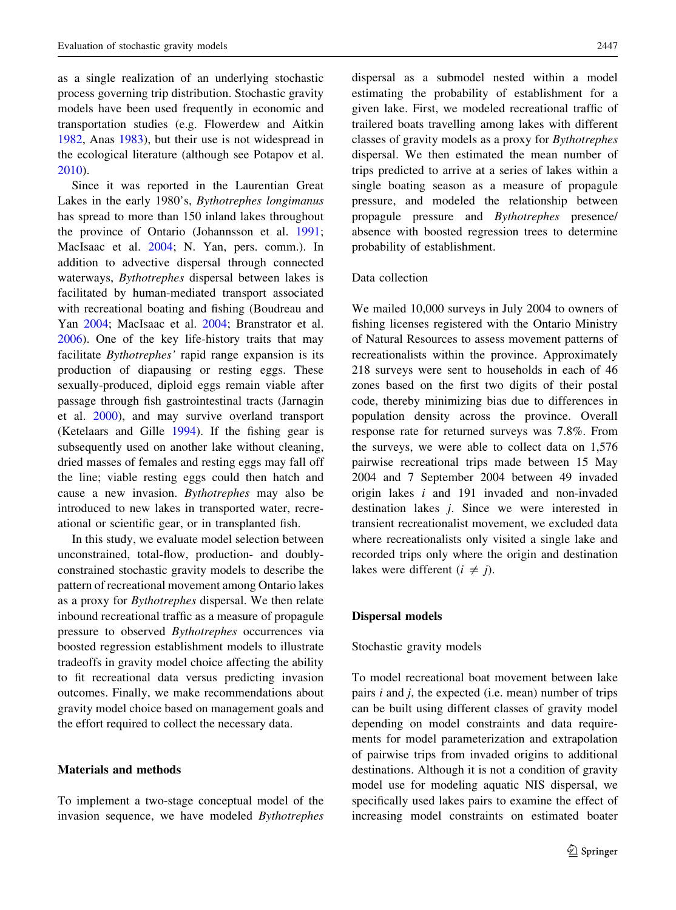as a single realization of an underlying stochastic process governing trip distribution. Stochastic gravity models have been used frequently in economic and transportation studies (e.g. Flowerdew and Aitkin 1982, Anas 1983), but their use is not widespread in the ecological literature (although see Potapov et al. 2010).

Since it was reported in the Laurentian Great Lakes in the early 1980's, *Bythotrephes longimanus* has spread to more than 150 inland lakes throughout the province of Ontario (Johannsson et al. 1991; MacIsaac et al. 2004; N. Yan, pers. comm.). In addition to advective dispersal through connected waterways, *Bythotrephes* dispersal between lakes is facilitated by human-mediated transport associated with recreational boating and fishing (Boudreau and Yan 2004; MacIsaac et al. 2004; Branstrator et al. 2006). One of the key life-history traits that may facilitate *Bythotrephes'* rapid range expansion is its production of diapausing or resting eggs. These sexually-produced, diploid eggs remain viable after passage through fish gastrointestinal tracts (Jarnagin et al. 2000), and may survive overland transport (Ketelaars and Gille 1994). If the fishing gear is subsequently used on another lake without cleaning, dried masses of females and resting eggs may fall off the line; viable resting eggs could then hatch and cause a new invasion. *Bythotrephes* may also be introduced to new lakes in transported water, recreational or scientific gear, or in transplanted fish.

In this study, we evaluate model selection between unconstrained, total-flow, production- and doubly-constrained stochastic gravity models to describe the pattern of recreational movement among Ontario lakes as a proxy for *Bythotrephes* dispersal. We then relate inbound recreational traffic as a measure of propagule pressure to observed *Bythotrephes* occurrences via boosted regression establishment models to illustrate tradeoffs in gravity model choice affecting the ability to fit recreational data versus predicting invasion outcomes. Finally, we make recommendations about gravity model choice based on management goals and the effort required to collect the necessary data.

## Materials and methods

To implement a two-stage conceptual model of the invasion sequence, we have modeled *Bythotrephes* dispersal as a submodel nested within a model estimating the probability of establishment for a given lake. First, we modeled recreational traffic of trailered boats travelling among lakes with different classes of gravity models as a proxy for *Bythotrephes* dispersal. We then estimated the mean number of trips predicted to arrive at a series of lakes within a single boating season as a measure of propagule pressure, and modeled the relationship between propagule pressure and *Bythotrephes* presence/absence with boosted regression trees to determine probability of establishment.

### Data collection

We mailed 10,000 surveys in July 2004 to owners of fishing licenses registered with the Ontario Ministry of Natural Resources to assess movement patterns of recreationalists within the province. Approximately 218 surveys were sent to households in each of 46 zones based on the first two digits of their postal code, thereby minimizing bias due to differences in population density across the province. Overall response rate for returned surveys was 7.8%. From the surveys, we were able to collect data on 1,576 pairwise recreational trips made between 15 May 2004 and 7 September 2004 between 49 invaded origin lakes $i$ and 191 invaded and non-invaded destination lakes $j$. Since we were interested in transient recreationalist movement, we excluded data where recreationalists only visited a single lake and recorded trips only where the origin and destination lakes were different ($i \neq j$).

## Dispersal models

### Stochastic gravity models

To model recreational boat movement between lake pairs $i$ and $j$, the expected (i.e. mean) number of trips can be built using different classes of gravity model depending on model constraints and data requirements for model parameterization and extrapolation of pairwise trips from invaded origins to additional destinations. Although it is not a condition of gravity model use for modeling aquatic NIS dispersal, we specifically used lakes pairs to examine the effect of increasing model constraints on estimated boater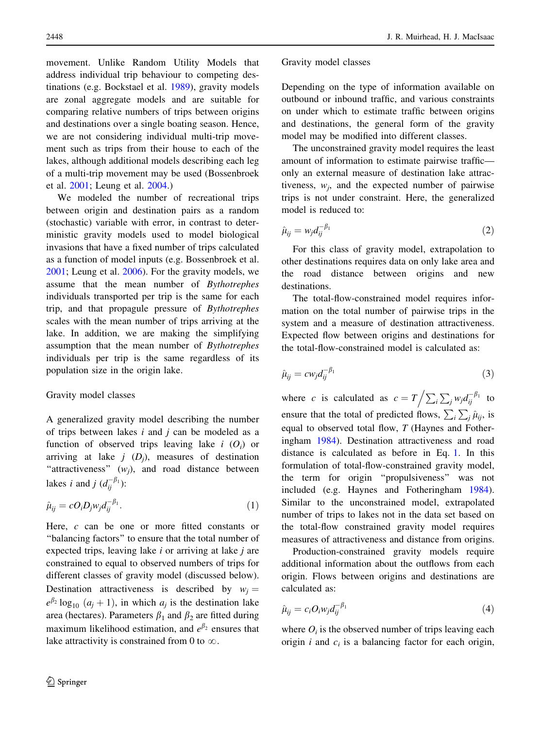movement. Unlike Random Utility Models that address individual trip behaviour to competing destinations (e.g. Bockstael et al. 1989), gravity models are zonal aggregate models and are suitable for comparing relative numbers of trips between origins and destinations over a single boating season. Hence, we are not considering individual multi-trip movement such as trips from their house to each of the lakes, although additional models describing each leg of a multi-trip movement may be used (Bossenbroek et al. 2001; Leung et al. 2004.)

We modeled the number of recreational trips between origin and destination pairs as a random (stochastic) variable with error, in contrast to deterministic gravity models used to model biological invasions that have a fixed number of trips calculated as a function of model inputs (e.g. Bossenbroek et al. 2001; Leung et al. 2006). For the gravity models, we assume that the mean number of *Bythotrephes* individuals transported per trip is the same for each trip, and that propagule pressure of *Bythotrephes* scales with the mean number of trips arriving at the lake. In addition, we are making the simplifying assumption that the mean number of *Bythotrephes* individuals per trip is the same regardless of its population size in the origin lake.

## Gravity model classes

A generalized gravity model describing the number of trips between lakes $i$ and $j$ can be modeled as a function of observed trips leaving lake $i$ ($O_i$) or arriving at lake $j$ ($D_j$), measures of destination "attractiveness" ($w_j$), and road distance between lakes $i$ and $j$ ($d_{ij}^{-\beta_1}$):

$$\hat{\mu}_{ij} = cO_iD_jw_jd_{ij}^{-\beta_1}. \tag{1}$$

Here, $c$ can be one or more fitted constants or "balancing factors" to ensure that the total number of expected trips, leaving lake $i$ or arriving at lake $j$ are constrained to equal to observed numbers of trips for different classes of gravity model (discussed below). Destination attractiveness is described by $w_j = e^{\beta_2}\log_{10}(a_j + 1)$, in which $a_j$ is the destination lake area (hectares). Parameters $\beta_1$ and $\beta_2$ are fitted during maximum likelihood estimation, and $e^{\beta_2}$ ensures that lake attractivity is constrained from 0 to $\infty$.

## Gravity model classes

Depending on the type of information available on outbound or inbound traffic, and various constraints on under which to estimate traffic between origins and destinations, the general form of the gravity model may be modified into different classes.

The unconstrained gravity model requires the least amount of information to estimate pairwise traffic—only an external measure of destination lake attractiveness, $w_j$, and the expected number of pairwise trips is not under constraint. Here, the generalized model is reduced to:

$$\hat{\mu}_{ij} = w_jd_{ij}^{-\beta_1} \tag{2}$$

For this class of gravity model, extrapolation to other destinations requires data on only lake area and the road distance between origins and new destinations.

The total-flow-constrained model requires information on the total number of pairwise trips in the system and a measure of destination attractiveness. Expected flow between origins and destinations for the total-flow-constrained model is calculated as:

$$\hat{\mu}_{ij} = cw_jd_{ij}^{-\beta_1} \tag{3}$$

where $c$ is calculated as $c = T\Big/\sum_i\sum_j w_jd_{ij}^{-\beta_1}$ to ensure that the total of predicted flows, $\sum_i\sum_j\hat{\mu}_{ij}$, is equal to observed total flow, $T$ (Haynes and Fotheringham 1984). Destination attractiveness and road distance is calculated as before in Eq. 1. In this formulation of total-flow-constrained gravity model, the term for origin "propulsiveness" was not included (e.g. Haynes and Fotheringham 1984). Similar to the unconstrained model, extrapolated number of trips to lakes not in the data set based on the total-flow constrained gravity model requires measures of attractiveness and distance from origins.

Production-constrained gravity models require additional information about the outflows from each origin. Flows between origins and destinations are calculated as:

$$\hat{\mu}_{ij} = c_iO_iw_jd_{ij}^{-\beta_1} \tag{4}$$

where $O_i$ is the observed number of trips leaving each origin $i$ and $c_i$ is a balancing factor for each origin,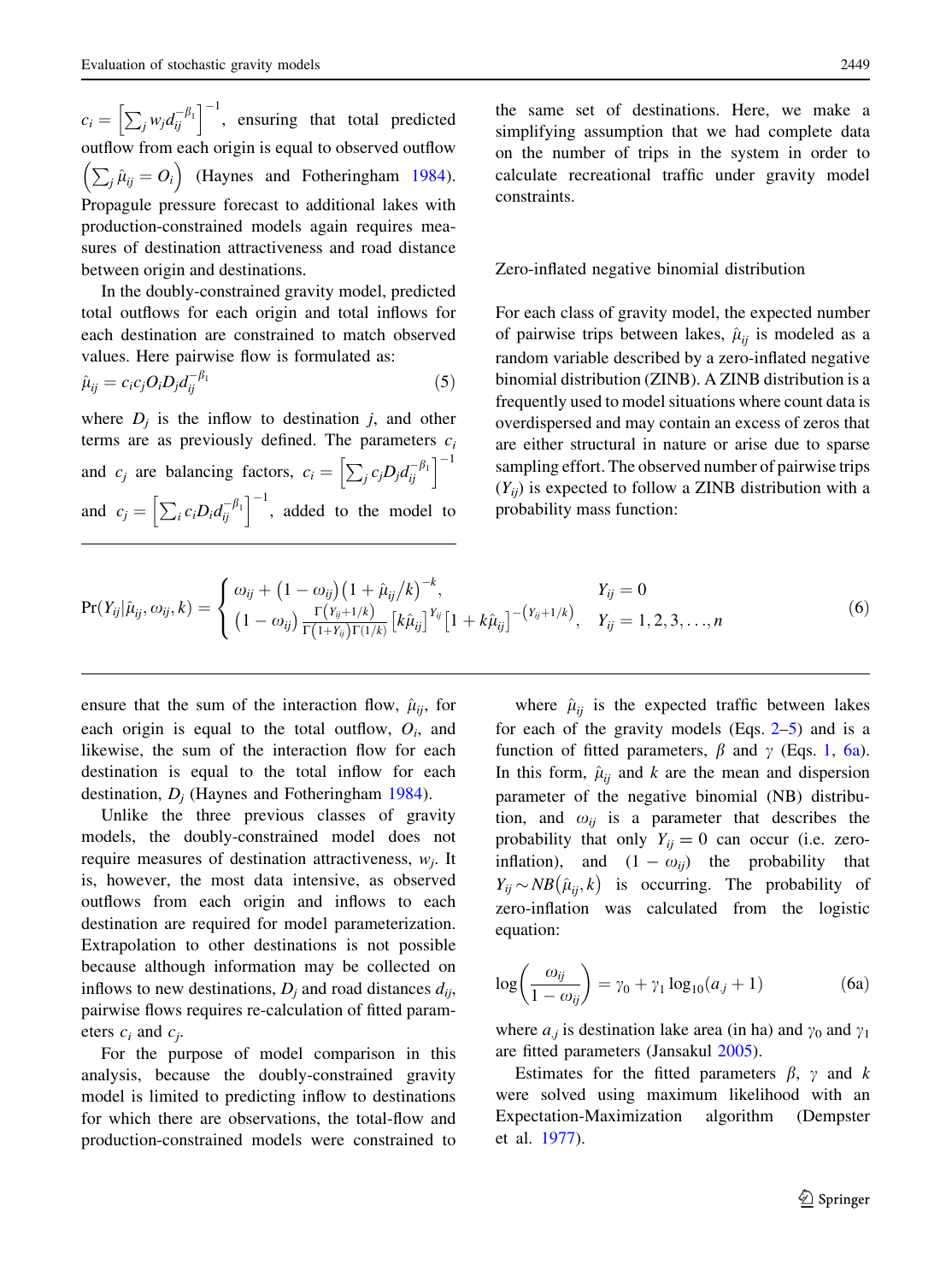$c_i = \left[\sum_j w_j d_{ij}^{-\beta_1}\right]^{-1}$, ensuring that total predicted outflow from each origin is equal to observed outflow $\left(\sum_j \hat{\mu}_{ij} = O_i\right)$ (Haynes and Fotheringham 1984). Propagule pressure forecast to additional lakes with production-constrained models again requires measures of destination attractiveness and road distance between origin and destinations.

In the doubly-constrained gravity model, predicted total outflows for each origin and total inflows for each destination are constrained to match observed values. Here pairwise flow is formulated as:

$$\hat{\mu}_{ij} = c_i c_j O_i D_j d_{ij}^{-\beta_1} \tag{5}$$

where $D_j$ is the inflow to destination $j$, and other terms are as previously defined. The parameters $c_i$ and $c_j$ are balancing factors, $c_i = \left[\sum_j c_j D_j d_{ij}^{-\beta_1}\right]^{-1}$ and $c_j = \left[\sum_i c_i D_i d_{ij}^{-\beta_1}\right]^{-1}$, added to the model to ensure that the sum of the interaction flow, $\hat{\mu}_{ij}$, for each origin is equal to the total outflow, $O_i$, and likewise, the sum of the interaction flow for each destination is equal to the total inflow for each destination, $D_j$ (Haynes and Fotheringham 1984).

Unlike the three previous classes of gravity models, the doubly-constrained model does not require measures of destination attractiveness, $w_j$. It is, however, the most data intensive, as observed outflows from each origin and inflows to each destination are required for model parameterization. Extrapolation to other destinations is not possible because although information may be collected on inflows to new destinations, $D_j$ and road distances $d_{ij}$, pairwise flows requires re-calculation of fitted parameters $c_i$ and $c_j$.

For the purpose of model comparison in this analysis, because the doubly-constrained gravity model is limited to predicting inflow to destinations for which there are observations, the total-flow and production-constrained models were constrained to the same set of destinations. Here, we make a simplifying assumption that we had complete data on the number of trips in the system in order to calculate recreational traffic under gravity model constraints.

## Zero-inflated negative binomial distribution

For each class of gravity model, the expected number of pairwise trips between lakes, $\hat{\mu}_{ij}$ is modeled as a random variable described by a zero-inflated negative binomial distribution (ZINB). A ZINB distribution is a frequently used to model situations where count data is overdispersed and may contain an excess of zeros that are either structural in nature or arise due to sparse sampling effort. The observed number of pairwise trips ($Y_{ij}$) is expected to follow a ZINB distribution with a probability mass function:

$$\Pr(Y_{ij}|\hat{\mu}_{ij}, \omega_{ij}, k) = \begin{cases} \omega_{ij} + (1-\omega_{ij})\left(1+\hat{\mu}_{ij}/k\right)^{-k}, & Y_{ij} = 0 \\ (1-\omega_{ij})\frac{\Gamma(Y_{ij}+1/k)}{\Gamma(1+Y_{ij})\Gamma(1/k)}\left[k\hat{\mu}_{ij}\right]^{Y_{ij}}\left[1+k\hat{\mu}_{ij}\right]^{-(Y_{ij}+1/k)}, & Y_{ij} = 1,2,3,\ldots,n \end{cases} \tag{6}$$

where $\hat{\mu}_{ij}$ is the expected traffic between lakes for each of the gravity models (Eqs. 2–5) and is a function of fitted parameters, $\beta$ and $\gamma$ (Eqs. 1, 6a). In this form, $\hat{\mu}_{ij}$ and $k$ are the mean and dispersion parameter of the negative binomial (NB) distribution, and $\omega_{ij}$ is a parameter that describes the probability that only $Y_{ij} = 0$ can occur (i.e. zero-inflation), and $(1-\omega_{ij})$ the probability that $Y_{ij} \sim NB(\hat{\mu}_{ij}, k)$ is occurring. The probability of zero-inflation was calculated from the logistic equation:

$$\log\left(\frac{\omega_{ij}}{1-\omega_{ij}}\right) = \gamma_0 + \gamma_1 \log_{10}(a_j + 1) \tag{6a}$$

where $a_j$ is destination lake area (in ha) and $\gamma_0$ and $\gamma_1$ are fitted parameters (Jansakul 2005).

Estimates for the fitted parameters $\beta$, $\gamma$ and $k$ were solved using maximum likelihood with an Expectation-Maximization algorithm (Dempster et al. 1977).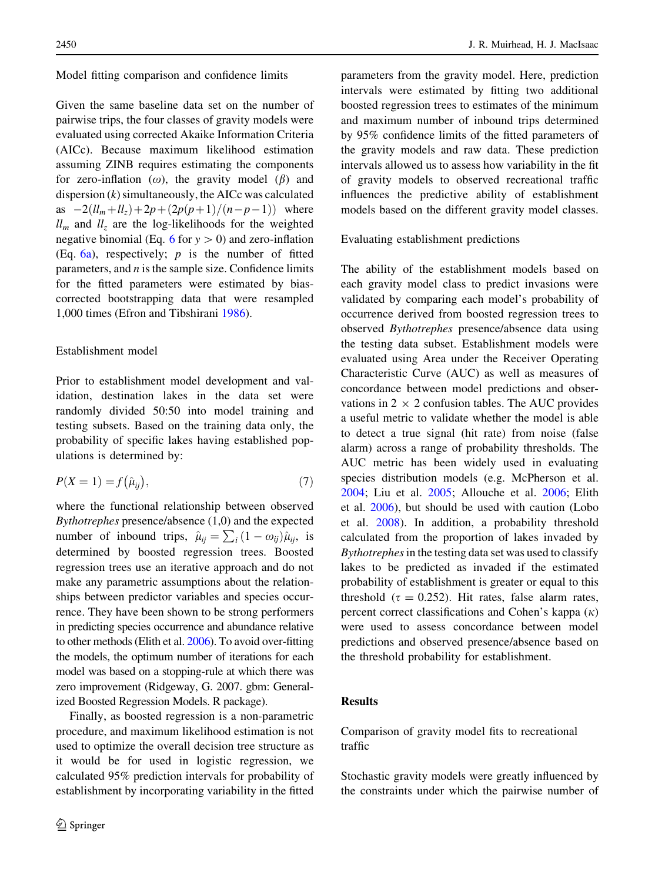### Model fitting comparison and confidence limits

Given the same baseline data set on the number of pairwise trips, the four classes of gravity models were evaluated using corrected Akaike Information Criteria (AICc). Because maximum likelihood estimation assuming ZINB requires estimating the components for zero-inflation ($\omega$), the gravity model ($\beta$) and dispersion ($k$) simultaneously, the AICc was calculated as $-2(ll_m+ll_z)+2p+(2p(p+1)/(n-p-1))$ where $ll_m$ and $ll_z$ are the log-likelihoods for the weighted negative binomial (Eq. 6 for $y > 0$) and zero-inflation (Eq. 6a), respectively; $p$ is the number of fitted parameters, and $n$ is the sample size. Confidence limits for the fitted parameters were estimated by bias-corrected bootstrapping data that were resampled 1,000 times (Efron and Tibshirani 1986).

### Establishment model

Prior to establishment model development and validation, destination lakes in the data set were randomly divided 50:50 into model training and testing subsets. Based on the training data only, the probability of specific lakes having established populations is determined by:

$$P(X=1) = f\left(\hat{\mu}_{ij}\right), \tag{7}$$

where the functional relationship between observed *Bythotrephes* presence/absence (1,0) and the expected number of inbound trips, $\hat{\mu}_{ij} = \sum_i (1-\omega_{ij})\hat{\mu}_{ij}$, is determined by boosted regression trees. Boosted regression trees use an iterative approach and do not make any parametric assumptions about the relationships between predictor variables and species occurrence. They have been shown to be strong performers in predicting species occurrence and abundance relative to other methods (Elith et al. 2006). To avoid over-fitting the models, the optimum number of iterations for each model was based on a stopping-rule at which there was zero improvement (Ridgeway, G. 2007. gbm: Generalized Boosted Regression Models. R package).

Finally, as boosted regression is a non-parametric procedure, and maximum likelihood estimation is not used to optimize the overall decision tree structure as it would be for used in logistic regression, we calculated 95% prediction intervals for probability of establishment by incorporating variability in the fitted parameters from the gravity model. Here, prediction intervals were estimated by fitting two additional boosted regression trees to estimates of the minimum and maximum number of inbound trips determined by 95% confidence limits of the fitted parameters of the gravity models and raw data. These prediction intervals allowed us to assess how variability in the fit of gravity models to observed recreational traffic influences the predictive ability of establishment models based on the different gravity model classes.

### Evaluating establishment predictions

The ability of the establishment models based on each gravity model class to predict invasions were validated by comparing each model's probability of occurrence derived from boosted regression trees to observed *Bythotrephes* presence/absence data using the testing data subset. Establishment models were evaluated using Area under the Receiver Operating Characteristic Curve (AUC) as well as measures of concordance between model predictions and observations in 2 × 2 confusion tables. The AUC provides a useful metric to validate whether the model is able to detect a true signal (hit rate) from noise (false alarm) across a range of probability thresholds. The AUC metric has been widely used in evaluating species distribution models (e.g. McPherson et al. 2004; Liu et al. 2005; Allouche et al. 2006; Elith et al. 2006), but should be used with caution (Lobo et al. 2008). In addition, a probability threshold calculated from the proportion of lakes invaded by *Bythotrephes* in the testing data set was used to classify lakes to be predicted as invaded if the estimated probability of establishment is greater or equal to this threshold ($\tau = 0.252$). Hit rates, false alarm rates, percent correct classifications and Cohen's kappa ($\kappa$) were used to assess concordance between model predictions and observed presence/absence based on the threshold probability for establishment.

## Results

### Comparison of gravity model fits to recreational traffic

Stochastic gravity models were greatly influenced by the constraints under which the pairwise number of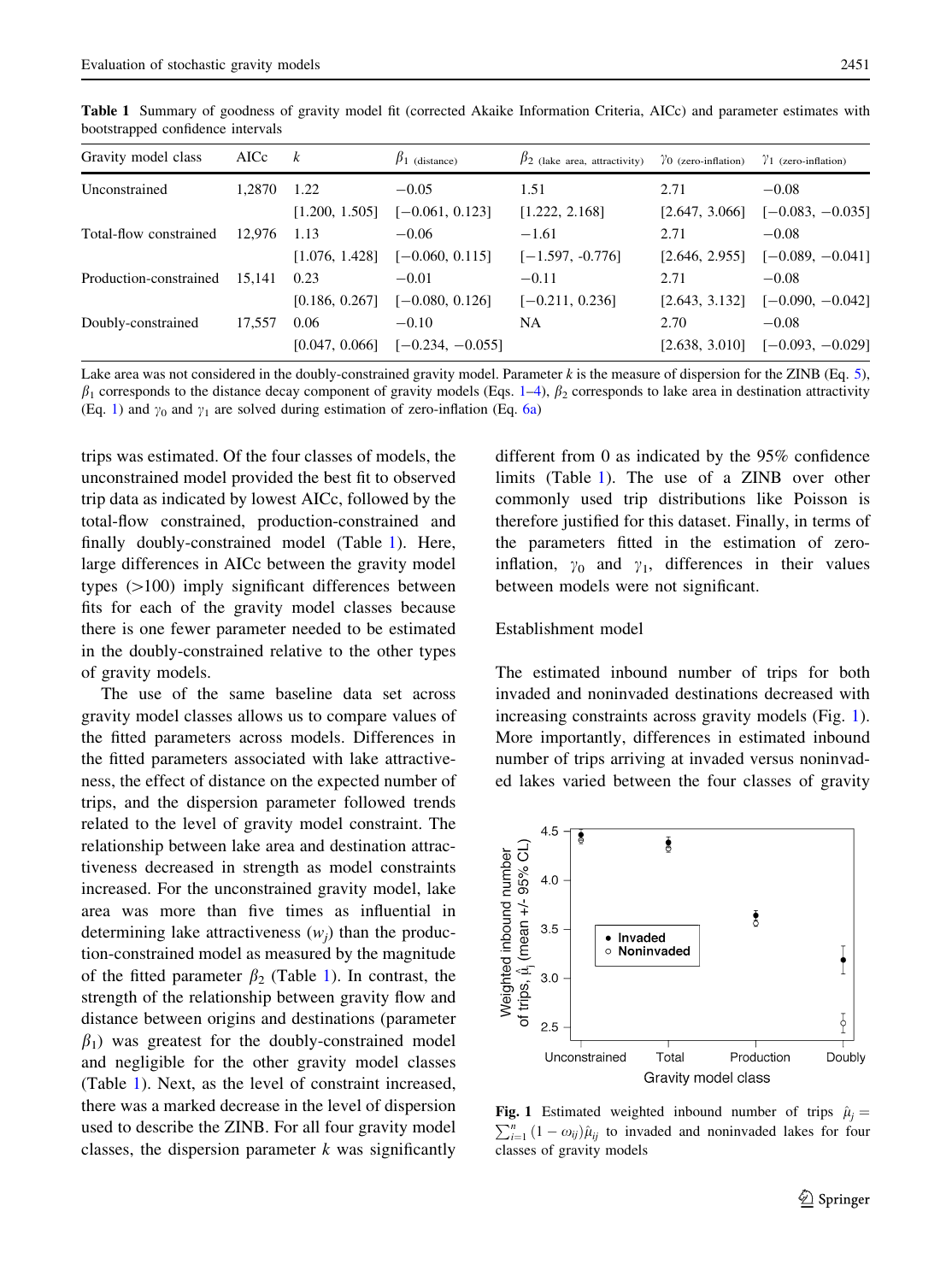**Table 1** Summary of goodness of gravity model fit (corrected Akaike Information Criteria, AICc) and parameter estimates with bootstrapped confidence intervals

| Gravity model class | AICc | $k$ | $\beta_1$ (distance) | $\beta_2$ (lake area, attractivity) | $\gamma_0$ (zero-inflation) | $\gamma_1$ (zero-inflation) |
|---|---|---|---|---|---|---|
| Unconstrained | 1,2870 | 1.22 | −0.05 | 1.51 | 2.71 | −0.08 |
| | | [1.200, 1.505] | [−0.061, 0.123] | [1.222, 2.168] | [2.647, 3.066] | [−0.083, −0.035] |
| Total-flow constrained | 12,976 | 1.13 | −0.06 | −1.61 | 2.71 | −0.08 |
| | | [1.076, 1.428] | [−0.060, 0.115] | [−1.597, -0.776] | [2.646, 2.955] | [−0.089, −0.041] |
| Production-constrained | 15,141 | 0.23 | −0.01 | −0.11 | 2.71 | −0.08 |
| | | [0.186, 0.267] | [−0.080, 0.126] | [−0.211, 0.236] | [2.643, 3.132] | [−0.090, −0.042] |
| Doubly-constrained | 17,557 | 0.06 | −0.10 | NA | 2.70 | −0.08 |
| | | [0.047, 0.066] | [−0.234, −0.055] | | [2.638, 3.010] | [−0.093, −0.029] |

Lake area was not considered in the doubly-constrained gravity model. Parameter $k$ is the measure of dispersion for the ZINB (Eq. 5), $\beta_1$ corresponds to the distance decay component of gravity models (Eqs. 1–4), $\beta_2$ corresponds to lake area in destination attractivity (Eq. 1) and $\gamma_0$ and $\gamma_1$ are solved during estimation of zero-inflation (Eq. 6a)

trips was estimated. Of the four classes of models, the unconstrained model provided the best fit to observed trip data as indicated by lowest AICc, followed by the total-flow constrained, production-constrained and finally doubly-constrained model (Table 1). Here, large differences in AICc between the gravity model types (>100) imply significant differences between fits for each of the gravity model classes because there is one fewer parameter needed to be estimated in the doubly-constrained relative to the other types of gravity models.

The use of the same baseline data set across gravity model classes allows us to compare values of the fitted parameters across models. Differences in the fitted parameters associated with lake attractiveness, the effect of distance on the expected number of trips, and the dispersion parameter followed trends related to the level of gravity model constraint. The relationship between lake area and destination attractiveness decreased in strength as model constraints increased. For the unconstrained gravity model, lake area was more than five times as influential in determining lake attractiveness ($w_j$) than the production-constrained model as measured by the magnitude of the fitted parameter $\beta_2$ (Table 1). In contrast, the strength of the relationship between gravity flow and distance between origins and destinations (parameter $\beta_1$) was greatest for the doubly-constrained model and negligible for the other gravity model classes (Table 1). Next, as the level of constraint increased, there was a marked decrease in the level of dispersion used to describe the ZINB. For all four gravity model classes, the dispersion parameter $k$ was significantly different from 0 as indicated by the 95% confidence limits (Table 1). The use of a ZINB over other commonly used trip distributions like Poisson is therefore justified for this dataset. Finally, in terms of the parameters fitted in the estimation of zero-inflation, $\gamma_0$ and $\gamma_1$, differences in their values between models were not significant.

## Establishment model

The estimated inbound number of trips for both invaded and noninvaded destinations decreased with increasing constraints across gravity models (Fig. 1). More importantly, differences in estimated inbound number of trips arriving at invaded versus noninvaded lakes varied between the four classes of gravity

**Fig. 1** Estimated weighted inbound number of trips $\hat{\mu}_j = \sum_{i=1}^{n}(1-\omega_{ij})\hat{\mu}_{ij}$ to invaded and noninvaded lakes for four classes of gravity models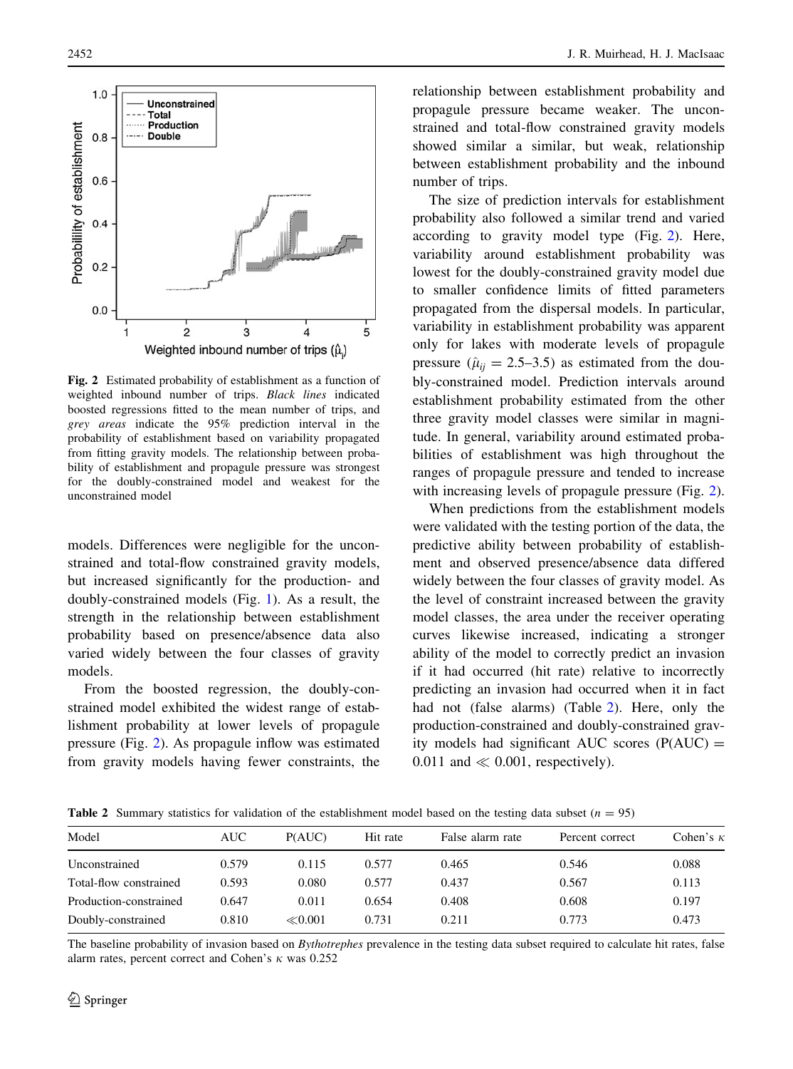1.0
0.8
0.6
0.4
0.2
0.0
Probability of establishment
Unconstrained
Total
Production
Double
1
2
3
4
5
Weighted inbound number of trips ($\hat{\mu}_j$)

**Fig. 2** Estimated probability of establishment as a function of weighted inbound number of trips. *Black lines* indicated boosted regressions fitted to the mean number of trips, and *grey areas* indicate the 95% prediction interval in the probability of establishment based on variability propagated from fitting gravity models. The relationship between probability of establishment and propagule pressure was strongest for the doubly-constrained model and weakest for the unconstrained model

models. Differences were negligible for the unconstrained and total-flow constrained gravity models, but increased significantly for the production- and doubly-constrained models (Fig. 1). As a result, the strength in the relationship between establishment probability based on presence/absence data also varied widely between the four classes of gravity models.

From the boosted regression, the doubly-constrained model exhibited the widest range of establishment probability at lower levels of propagule pressure (Fig. 2). As propagule inflow was estimated from gravity models having fewer constraints, the relationship between establishment probability and propagule pressure became weaker. The unconstrained and total-flow constrained gravity models showed similar a similar, but weak, relationship between establishment probability and the inbound number of trips.

The size of prediction intervals for establishment probability also followed a similar trend and varied according to gravity model type (Fig. 2). Here, variability around establishment probability was lowest for the doubly-constrained gravity model due to smaller confidence limits of fitted parameters propagated from the dispersal models. In particular, variability in establishment probability was apparent only for lakes with moderate levels of propagule pressure ($\hat{\mu}_{ij}$ = 2.5–3.5) as estimated from the doubly-constrained model. Prediction intervals around establishment probability estimated from the other three gravity model classes were similar in magnitude. In general, variability around estimated probabilities of establishment was high throughout the ranges of propagule pressure and tended to increase with increasing levels of propagule pressure (Fig. 2).

When predictions from the establishment models were validated with the testing portion of the data, the predictive ability between probability of establishment and observed presence/absence data differed widely between the four classes of gravity model. As the level of constraint increased between the gravity model classes, the area under the receiver operating curves likewise increased, indicating a stronger ability of the model to correctly predict an invasion if it had occurred (hit rate) relative to incorrectly predicting an invasion had occurred when it in fact had not (false alarms) (Table 2). Here, only the production-constrained and doubly-constrained gravity models had significant AUC scores (P(AUC) = 0.011 and $\ll$ 0.001, respectively).

**Table 2** Summary statistics for validation of the establishment model based on the testing data subset ($n$ = 95)

| Model | AUC | P(AUC) | Hit rate | False alarm rate | Percent correct | Cohen's $\kappa$ |
|---|---|---|---|---|---|---|
| Unconstrained | 0.579 | 0.115 | 0.577 | 0.465 | 0.546 | 0.088 |
| Total-flow constrained | 0.593 | 0.080 | 0.577 | 0.437 | 0.567 | 0.113 |
| Production-constrained | 0.647 | 0.011 | 0.654 | 0.408 | 0.608 | 0.197 |
| Doubly-constrained | 0.810 | $\ll$0.001 | 0.731 | 0.211 | 0.773 | 0.473 |

The baseline probability of invasion based on *Bythotrephes* prevalence in the testing data subset required to calculate hit rates, false alarm rates, percent correct and Cohen's $\kappa$ was 0.252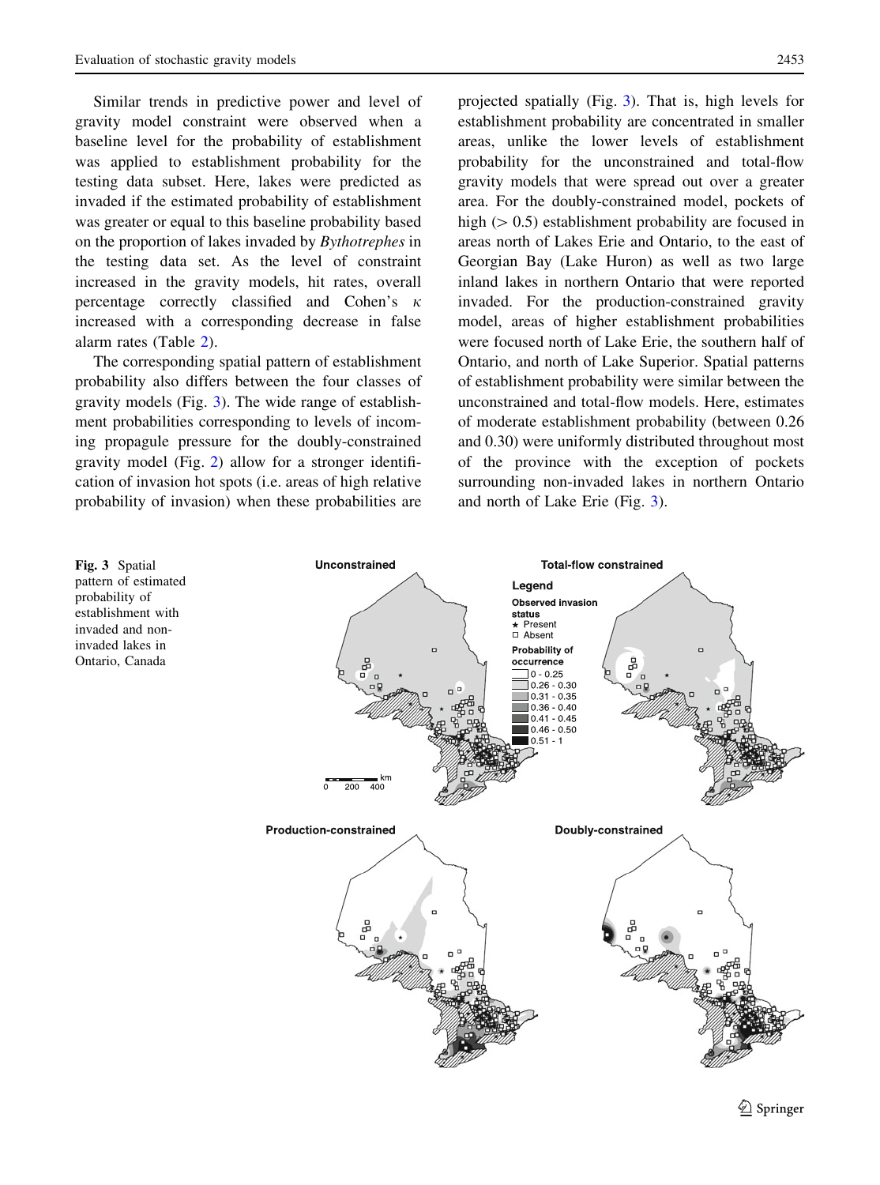Similar trends in predictive power and level of gravity model constraint were observed when a baseline level for the probability of establishment was applied to establishment probability for the testing data subset. Here, lakes were predicted as invaded if the estimated probability of establishment was greater or equal to this baseline probability based on the proportion of lakes invaded by *Bythotrephes* in the testing data set. As the level of constraint increased in the gravity models, hit rates, overall percentage correctly classified and Cohen's $\kappa$ increased with a corresponding decrease in false alarm rates (Table 2).

The corresponding spatial pattern of establishment probability also differs between the four classes of gravity models (Fig. 3). The wide range of establishment probabilities corresponding to levels of incoming propagule pressure for the doubly-constrained gravity model (Fig. 2) allow for a stronger identification of invasion hot spots (i.e. areas of high relative probability of invasion) when these probabilities are projected spatially (Fig. 3). That is, high levels for establishment probability are concentrated in smaller areas, unlike the lower levels of establishment probability for the unconstrained and total-flow gravity models that were spread out over a greater area. For the doubly-constrained model, pockets of high ($> 0.5$) establishment probability are focused in areas north of Lakes Erie and Ontario, to the east of Georgian Bay (Lake Huron) as well as two large inland lakes in northern Ontario that were reported invaded. For the production-constrained gravity model, areas of higher establishment probabilities were focused north of Lake Erie, the southern half of Ontario, and north of Lake Superior. Spatial patterns of establishment probability were similar between the unconstrained and total-flow models. Here, estimates of moderate establishment probability (between 0.26 and 0.30) were uniformly distributed throughout most of the province with the exception of pockets surrounding non-invaded lakes in northern Ontario and north of Lake Erie (Fig. 3).

**Fig. 3** Spatial pattern of estimated probability of establishment with invaded and non-invaded lakes in Ontario, Canada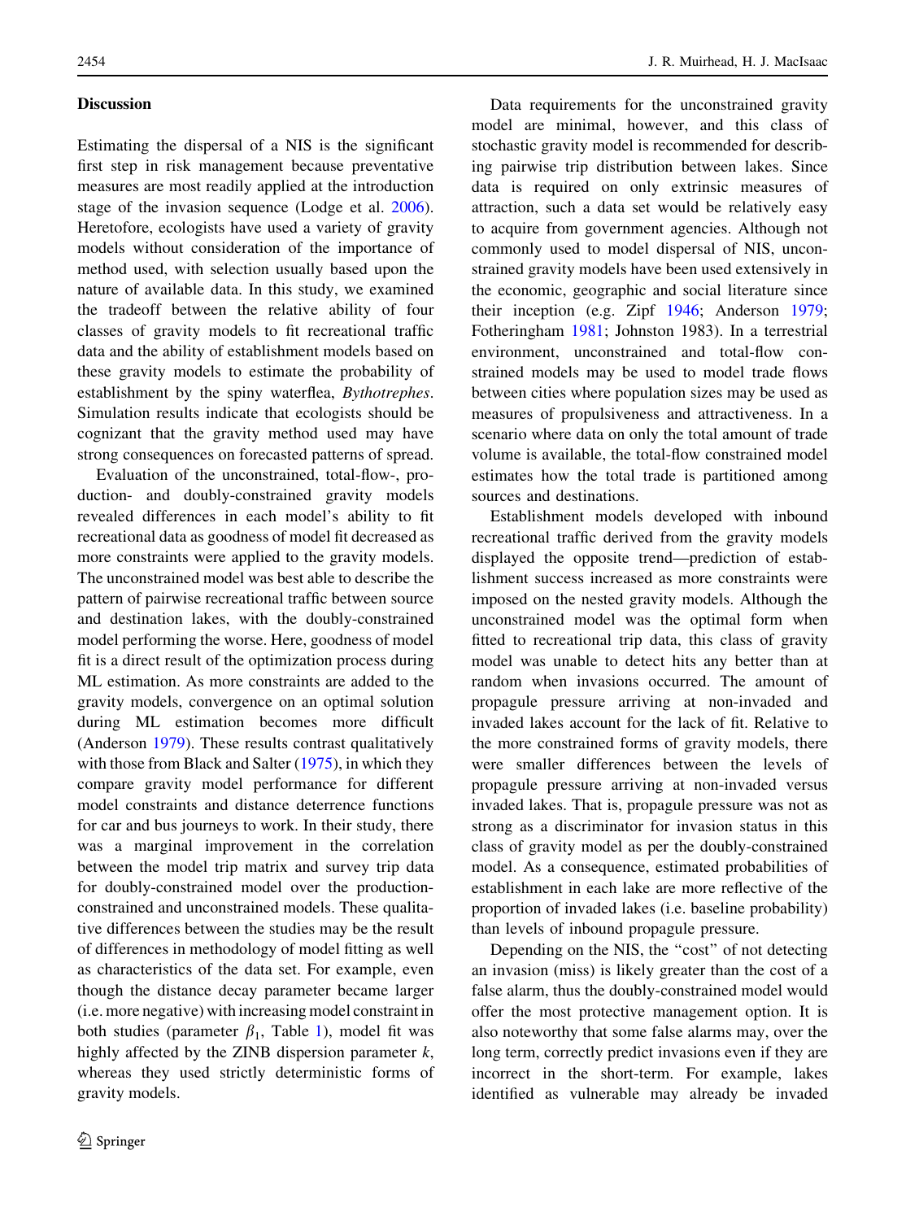## Discussion

Estimating the dispersal of a NIS is the significant first step in risk management because preventative measures are most readily applied at the introduction stage of the invasion sequence (Lodge et al. 2006). Heretofore, ecologists have used a variety of gravity models without consideration of the importance of method used, with selection usually based upon the nature of available data. In this study, we examined the tradeoff between the relative ability of four classes of gravity models to fit recreational traffic data and the ability of establishment models based on these gravity models to estimate the probability of establishment by the spiny waterflea, *Bythotrephes*. Simulation results indicate that ecologists should be cognizant that the gravity method used may have strong consequences on forecasted patterns of spread.

Evaluation of the unconstrained, total-flow-, production- and doubly-constrained gravity models revealed differences in each model's ability to fit recreational data as goodness of model fit decreased as more constraints were applied to the gravity models. The unconstrained model was best able to describe the pattern of pairwise recreational traffic between source and destination lakes, with the doubly-constrained model performing the worse. Here, goodness of model fit is a direct result of the optimization process during ML estimation. As more constraints are added to the gravity models, convergence on an optimal solution during ML estimation becomes more difficult (Anderson 1979). These results contrast qualitatively with those from Black and Salter (1975), in which they compare gravity model performance for different model constraints and distance deterrence functions for car and bus journeys to work. In their study, there was a marginal improvement in the correlation between the model trip matrix and survey trip data for doubly-constrained model over the production-constrained and unconstrained models. These qualitative differences between the studies may be the result of differences in methodology of model fitting as well as characteristics of the data set. For example, even though the distance decay parameter became larger (i.e. more negative) with increasing model constraint in both studies (parameter $\beta_1$, Table 1), model fit was highly affected by the ZINB dispersion parameter $k$, whereas they used strictly deterministic forms of gravity models.

Data requirements for the unconstrained gravity model are minimal, however, and this class of stochastic gravity model is recommended for describing pairwise trip distribution between lakes. Since data is required on only extrinsic measures of attraction, such a data set would be relatively easy to acquire from government agencies. Although not commonly used to model dispersal of NIS, unconstrained gravity models have been used extensively in the economic, geographic and social literature since their inception (e.g. Zipf 1946; Anderson 1979; Fotheringham 1981; Johnston 1983). In a terrestrial environment, unconstrained and total-flow constrained models may be used to model trade flows between cities where population sizes may be used as measures of propulsiveness and attractiveness. In a scenario where data on only the total amount of trade volume is available, the total-flow constrained model estimates how the total trade is partitioned among sources and destinations.

Establishment models developed with inbound recreational traffic derived from the gravity models displayed the opposite trend—prediction of establishment success increased as more constraints were imposed on the nested gravity models. Although the unconstrained model was the optimal form when fitted to recreational trip data, this class of gravity model was unable to detect hits any better than at random when invasions occurred. The amount of propagule pressure arriving at non-invaded and invaded lakes account for the lack of fit. Relative to the more constrained forms of gravity models, there were smaller differences between the levels of propagule pressure arriving at non-invaded versus invaded lakes. That is, propagule pressure was not as strong as a discriminator for invasion status in this class of gravity model as per the doubly-constrained model. As a consequence, estimated probabilities of establishment in each lake are more reflective of the proportion of invaded lakes (i.e. baseline probability) than levels of inbound propagule pressure.

Depending on the NIS, the "cost" of not detecting an invasion (miss) is likely greater than the cost of a false alarm, thus the doubly-constrained model would offer the most protective management option. It is also noteworthy that some false alarms may, over the long term, correctly predict invasions even if they are incorrect in the short-term. For example, lakes identified as vulnerable may already be invaded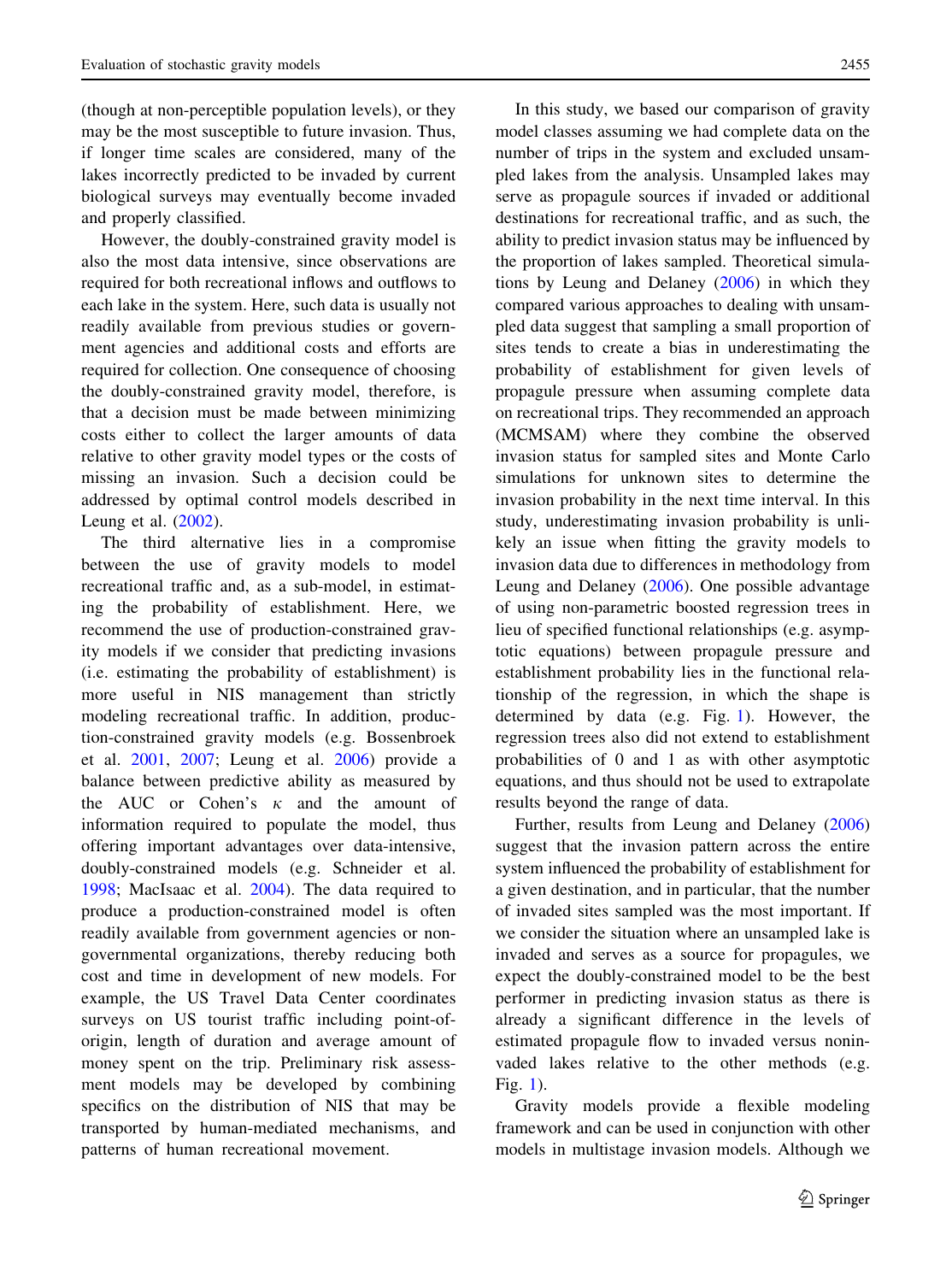(though at non-perceptible population levels), or they may be the most susceptible to future invasion. Thus, if longer time scales are considered, many of the lakes incorrectly predicted to be invaded by current biological surveys may eventually become invaded and properly classified.

However, the doubly-constrained gravity model is also the most data intensive, since observations are required for both recreational inflows and outflows to each lake in the system. Here, such data is usually not readily available from previous studies or government agencies and additional costs and efforts are required for collection. One consequence of choosing the doubly-constrained gravity model, therefore, is that a decision must be made between minimizing costs either to collect the larger amounts of data relative to other gravity model types or the costs of missing an invasion. Such a decision could be addressed by optimal control models described in Leung et al. (2002).

The third alternative lies in a compromise between the use of gravity models to model recreational traffic and, as a sub-model, in estimating the probability of establishment. Here, we recommend the use of production-constrained gravity models if we consider that predicting invasions (i.e. estimating the probability of establishment) is more useful in NIS management than strictly modeling recreational traffic. In addition, production-constrained gravity models (e.g. Bossenbroek et al. 2001, 2007; Leung et al. 2006) provide a balance between predictive ability as measured by the AUC or Cohen's $\kappa$ and the amount of information required to populate the model, thus offering important advantages over data-intensive, doubly-constrained models (e.g. Schneider et al. 1998; MacIsaac et al. 2004). The data required to produce a production-constrained model is often readily available from government agencies or non-governmental organizations, thereby reducing both cost and time in development of new models. For example, the US Travel Data Center coordinates surveys on US tourist traffic including point-of-origin, length of duration and average amount of money spent on the trip. Preliminary risk assessment models may be developed by combining specifics on the distribution of NIS that may be transported by human-mediated mechanisms, and patterns of human recreational movement.

In this study, we based our comparison of gravity model classes assuming we had complete data on the number of trips in the system and excluded unsampled lakes from the analysis. Unsampled lakes may serve as propagule sources if invaded or additional destinations for recreational traffic, and as such, the ability to predict invasion status may be influenced by the proportion of lakes sampled. Theoretical simulations by Leung and Delaney (2006) in which they compared various approaches to dealing with unsampled data suggest that sampling a small proportion of sites tends to create a bias in underestimating the probability of establishment for given levels of propagule pressure when assuming complete data on recreational trips. They recommended an approach (MCMSAM) where they combine the observed invasion status for sampled sites and Monte Carlo simulations for unknown sites to determine the invasion probability in the next time interval. In this study, underestimating invasion probability is unlikely an issue when fitting the gravity models to invasion data due to differences in methodology from Leung and Delaney (2006). One possible advantage of using non-parametric boosted regression trees in lieu of specified functional relationships (e.g. asymptotic equations) between propagule pressure and establishment probability lies in the functional relationship of the regression, in which the shape is determined by data (e.g. Fig. 1). However, the regression trees also did not extend to establishment probabilities of 0 and 1 as with other asymptotic equations, and thus should not be used to extrapolate results beyond the range of data.

Further, results from Leung and Delaney (2006) suggest that the invasion pattern across the entire system influenced the probability of establishment for a given destination, and in particular, that the number of invaded sites sampled was the most important. If we consider the situation where an unsampled lake is invaded and serves as a source for propagules, we expect the doubly-constrained model to be the best performer in predicting invasion status as there is already a significant difference in the levels of estimated propagule flow to invaded versus noninvaded lakes relative to the other methods (e.g. Fig. 1).

Gravity models provide a flexible modeling framework and can be used in conjunction with other models in multistage invasion models. Although we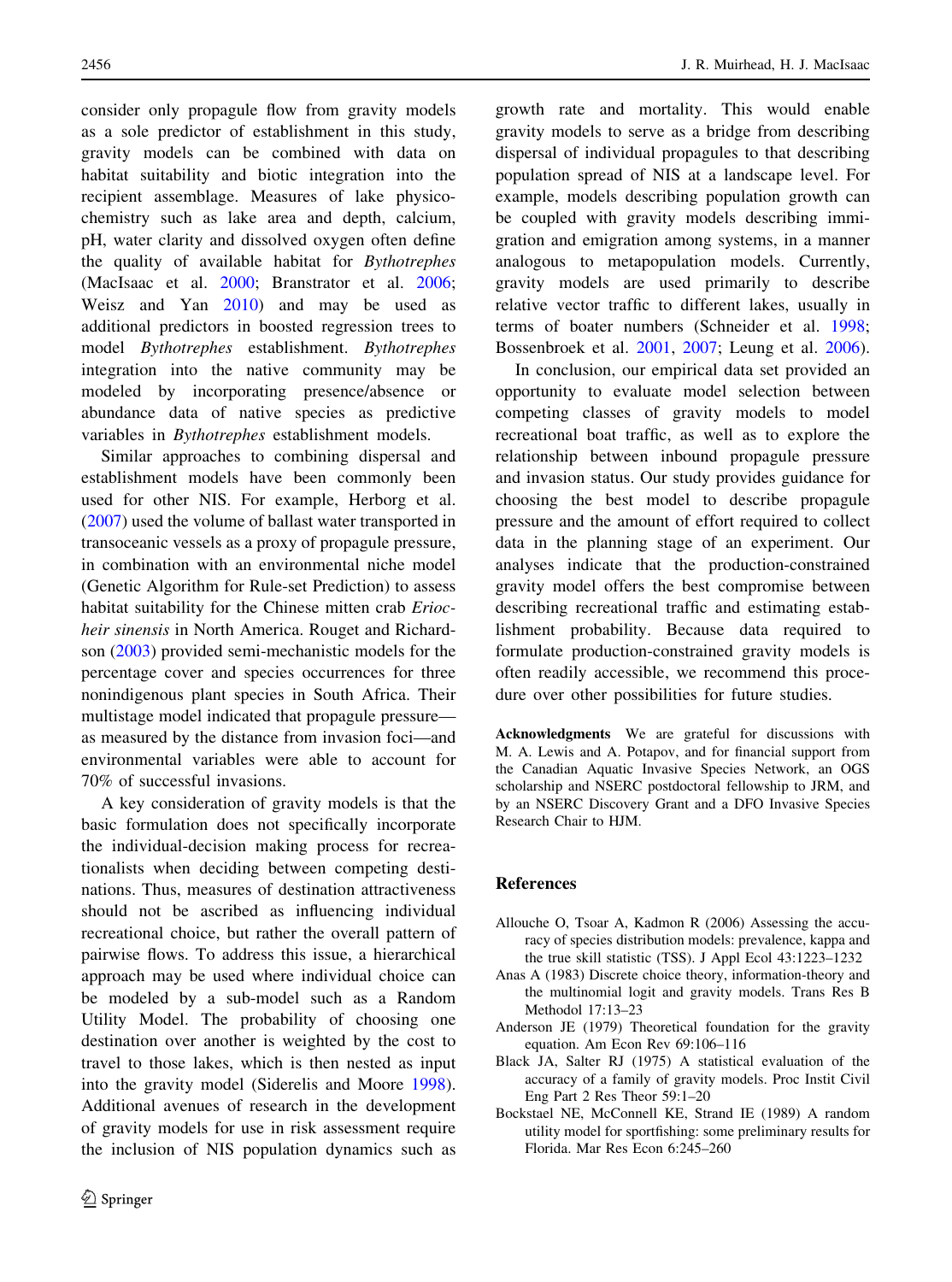consider only propagule flow from gravity models as a sole predictor of establishment in this study, gravity models can be combined with data on habitat suitability and biotic integration into the recipient assemblage. Measures of lake physicochemistry such as lake area and depth, calcium, pH, water clarity and dissolved oxygen often define the quality of available habitat for *Bythotrephes* (MacIsaac et al. 2000; Branstrator et al. 2006; Weisz and Yan 2010) and may be used as additional predictors in boosted regression trees to model *Bythotrephes* establishment. *Bythotrephes* integration into the native community may be modeled by incorporating presence/absence or abundance data of native species as predictive variables in *Bythotrephes* establishment models.

Similar approaches to combining dispersal and establishment models have been commonly been used for other NIS. For example, Herborg et al. (2007) used the volume of ballast water transported in transoceanic vessels as a proxy of propagule pressure, in combination with an environmental niche model (Genetic Algorithm for Rule-set Prediction) to assess habitat suitability for the Chinese mitten crab *Eriocheir sinensis* in North America. Rouget and Richardson (2003) provided semi-mechanistic models for the percentage cover and species occurrences for three nonindigenous plant species in South Africa. Their multistage model indicated that propagule pressure—as measured by the distance from invasion foci—and environmental variables were able to account for 70% of successful invasions.

A key consideration of gravity models is that the basic formulation does not specifically incorporate the individual-decision making process for recreationalists when deciding between competing destinations. Thus, measures of destination attractiveness should not be ascribed as influencing individual recreational choice, but rather the overall pattern of pairwise flows. To address this issue, a hierarchical approach may be used where individual choice can be modeled by a sub-model such as a Random Utility Model. The probability of choosing one destination over another is weighted by the cost to travel to those lakes, which is then nested as input into the gravity model (Siderelis and Moore 1998). Additional avenues of research in the development of gravity models for use in risk assessment require the inclusion of NIS population dynamics such as growth rate and mortality. This would enable gravity models to serve as a bridge from describing dispersal of individual propagules to that describing population spread of NIS at a landscape level. For example, models describing population growth can be coupled with gravity models describing immigration and emigration among systems, in a manner analogous to metapopulation models. Currently, gravity models are used primarily to describe relative vector traffic to different lakes, usually in terms of boater numbers (Schneider et al. 1998; Bossenbroek et al. 2001, 2007; Leung et al. 2006).

In conclusion, our empirical data set provided an opportunity to evaluate model selection between competing classes of gravity models to model recreational boat traffic, as well as to explore the relationship between inbound propagule pressure and invasion status. Our study provides guidance for choosing the best model to describe propagule pressure and the amount of effort required to collect data in the planning stage of an experiment. Our analyses indicate that the production-constrained gravity model offers the best compromise between describing recreational traffic and estimating establishment probability. Because data required to formulate production-constrained gravity models is often readily accessible, we recommend this procedure over other possibilities for future studies.

**Acknowledgments** We are grateful for discussions with M. A. Lewis and A. Potapov, and for financial support from the Canadian Aquatic Invasive Species Network, an OGS scholarship and NSERC postdoctoral fellowship to JRM, and by an NSERC Discovery Grant and a DFO Invasive Species Research Chair to HJM.

## References

Allouche O, Tsoar A, Kadmon R (2006) Assessing the accuracy of species distribution models: prevalence, kappa and the true skill statistic (TSS). J Appl Ecol 43:1223–1232

Anas A (1983) Discrete choice theory, information-theory and the multinomial logit and gravity models. Trans Res B Methodol 17:13–23

Anderson JE (1979) Theoretical foundation for the gravity equation. Am Econ Rev 69:106–116

Black JA, Salter RJ (1975) A statistical evaluation of the accuracy of a family of gravity models. Proc Instit Civil Eng Part 2 Res Theor 59:1–20

Bockstael NE, McConnell KE, Strand IE (1989) A random utility model for sportfishing: some preliminary results for Florida. Mar Res Econ 6:245–260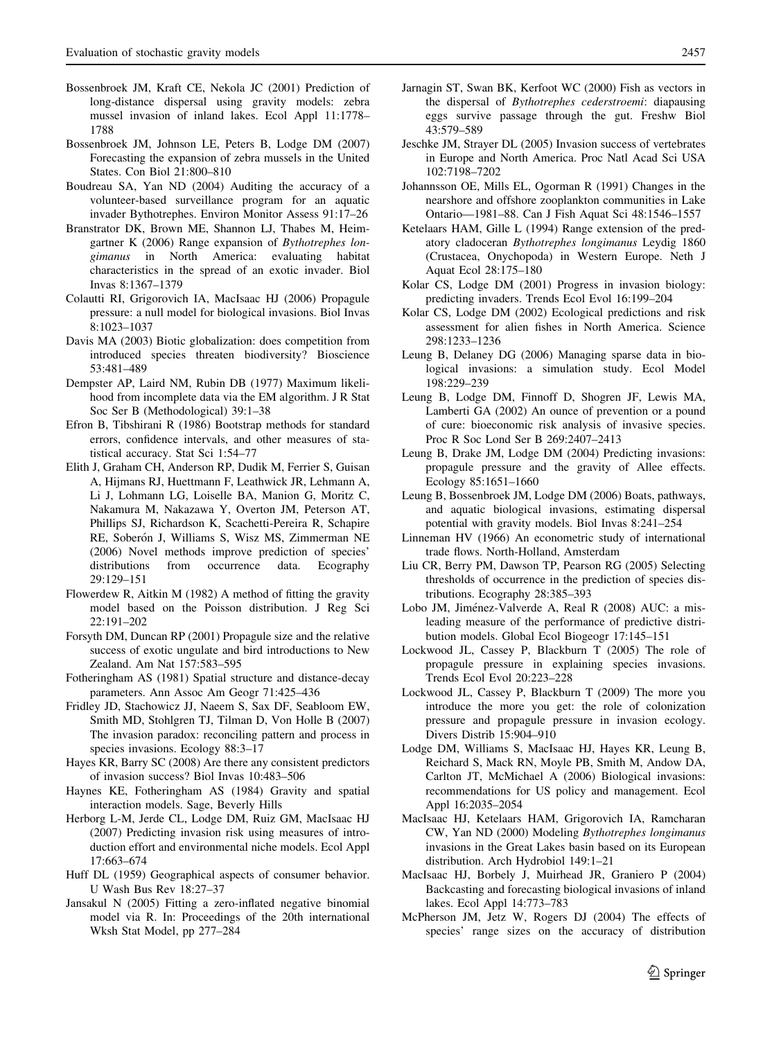Bossenbroek JM, Kraft CE, Nekola JC (2001) Prediction of long-distance dispersal using gravity models: zebra mussel invasion of inland lakes. Ecol Appl 11:1778–1788

Bossenbroek JM, Johnson LE, Peters B, Lodge DM (2007) Forecasting the expansion of zebra mussels in the United States. Con Biol 21:800–810

Boudreau SA, Yan ND (2004) Auditing the accuracy of a volunteer-based surveillance program for an aquatic invader Bythotrephes. Environ Monitor Assess 91:17–26

Branstrator DK, Brown ME, Shannon LJ, Thabes M, Heimgartner K (2006) Range expansion of *Bythotrephes longimanus* in North America: evaluating habitat characteristics in the spread of an exotic invader. Biol Invas 8:1367–1379

Colautti RI, Grigorovich IA, MacIsaac HJ (2006) Propagule pressure: a null model for biological invasions. Biol Invas 8:1023–1037

Davis MA (2003) Biotic globalization: does competition from introduced species threaten biodiversity? Bioscience 53:481–489

Dempster AP, Laird NM, Rubin DB (1977) Maximum likelihood from incomplete data via the EM algorithm. J R Stat Soc Ser B (Methodological) 39:1–38

Efron B, Tibshirani R (1986) Bootstrap methods for standard errors, confidence intervals, and other measures of statistical accuracy. Stat Sci 1:54–77

Elith J, Graham CH, Anderson RP, Dudik M, Ferrier S, Guisan A, Hijmans RJ, Huettmann F, Leathwick JR, Lehmann A, Li J, Lohmann LG, Loiselle BA, Manion G, Moritz C, Nakamura M, Nakazawa Y, Overton JM, Peterson AT, Phillips SJ, Richardson K, Scachetti-Pereira R, Schapire RE, Soberón J, Williams S, Wisz MS, Zimmerman NE (2006) Novel methods improve prediction of species' distributions from occurrence data. Ecography 29:129–151

Flowerdew R, Aitkin M (1982) A method of fitting the gravity model based on the Poisson distribution. J Reg Sci 22:191–202

Forsyth DM, Duncan RP (2001) Propagule size and the relative success of exotic ungulate and bird introductions to New Zealand. Am Nat 157:583–595

Fotheringham AS (1981) Spatial structure and distance-decay parameters. Ann Assoc Am Geogr 71:425–436

Fridley JD, Stachowicz JJ, Naeem S, Sax DF, Seabloom EW, Smith MD, Stohlgren TJ, Tilman D, Von Holle B (2007) The invasion paradox: reconciling pattern and process in species invasions. Ecology 88:3–17

Hayes KR, Barry SC (2008) Are there any consistent predictors of invasion success? Biol Invas 10:483–506

Haynes KE, Fotheringham AS (1984) Gravity and spatial interaction models. Sage, Beverly Hills

Herborg L-M, Jerde CL, Lodge DM, Ruiz GM, MacIsaac HJ (2007) Predicting invasion risk using measures of introduction effort and environmental niche models. Ecol Appl 17:663–674

Huff DL (1959) Geographical aspects of consumer behavior. U Wash Bus Rev 18:27–37

Jansakul N (2005) Fitting a zero-inflated negative binomial model via R. In: Proceedings of the 20th international Wksh Stat Model, pp 277–284

Jarnagin ST, Swan BK, Kerfoot WC (2000) Fish as vectors in the dispersal of *Bythotrephes cederstroemi*: diapausing eggs survive passage through the gut. Freshw Biol 43:579–589

Jeschke JM, Strayer DL (2005) Invasion success of vertebrates in Europe and North America. Proc Natl Acad Sci USA 102:7198–7202

Johannsson OE, Mills EL, Ogorman R (1991) Changes in the nearshore and offshore zooplankton communities in Lake Ontario—1981–88. Can J Fish Aquat Sci 48:1546–1557

Ketelaars HAM, Gille L (1994) Range extension of the predatory cladoceran *Bythotrephes longimanus* Leydig 1860 (Crustacea, Onychopoda) in Western Europe. Neth J Aquat Ecol 28:175–180

Kolar CS, Lodge DM (2001) Progress in invasion biology: predicting invaders. Trends Ecol Evol 16:199–204

Kolar CS, Lodge DM (2002) Ecological predictions and risk assessment for alien fishes in North America. Science 298:1233–1236

Leung B, Delaney DG (2006) Managing sparse data in biological invasions: a simulation study. Ecol Model 198:229–239

Leung B, Lodge DM, Finnoff D, Shogren JF, Lewis MA, Lamberti GA (2002) An ounce of prevention or a pound of cure: bioeconomic risk analysis of invasive species. Proc R Soc Lond Ser B 269:2407–2413

Leung B, Drake JM, Lodge DM (2004) Predicting invasions: propagule pressure and the gravity of Allee effects. Ecology 85:1651–1660

Leung B, Bossenbroek JM, Lodge DM (2006) Boats, pathways, and aquatic biological invasions, estimating dispersal potential with gravity models. Biol Invas 8:241–254

Linneman HV (1966) An econometric study of international trade flows. North-Holland, Amsterdam

Liu CR, Berry PM, Dawson TP, Pearson RG (2005) Selecting thresholds of occurrence in the prediction of species distributions. Ecography 28:385–393

Lobo JM, Jiménez-Valverde A, Real R (2008) AUC: a misleading measure of the performance of predictive distribution models. Global Ecol Biogeogr 17:145–151

Lockwood JL, Cassey P, Blackburn T (2005) The role of propagule pressure in explaining species invasions. Trends Ecol Evol 20:223–228

Lockwood JL, Cassey P, Blackburn T (2009) The more you introduce the more you get: the role of colonization pressure and propagule pressure in invasion ecology. Divers Distrib 15:904–910

Lodge DM, Williams S, MacIsaac HJ, Hayes KR, Leung B, Reichard S, Mack RN, Moyle PB, Smith M, Andow DA, Carlton JT, McMichael A (2006) Biological invasions: recommendations for US policy and management. Ecol Appl 16:2035–2054

MacIsaac HJ, Ketelaars HAM, Grigorovich IA, Ramcharan CW, Yan ND (2000) Modeling *Bythotrephes longimanus* invasions in the Great Lakes basin based on its European distribution. Arch Hydrobiol 149:1–21

MacIsaac HJ, Borbely J, Muirhead JR, Graniero P (2004) Backcasting and forecasting biological invasions of inland lakes. Ecol Appl 14:773–783

McPherson JM, Jetz W, Rogers DJ (2004) The effects of species' range sizes on the accuracy of distribution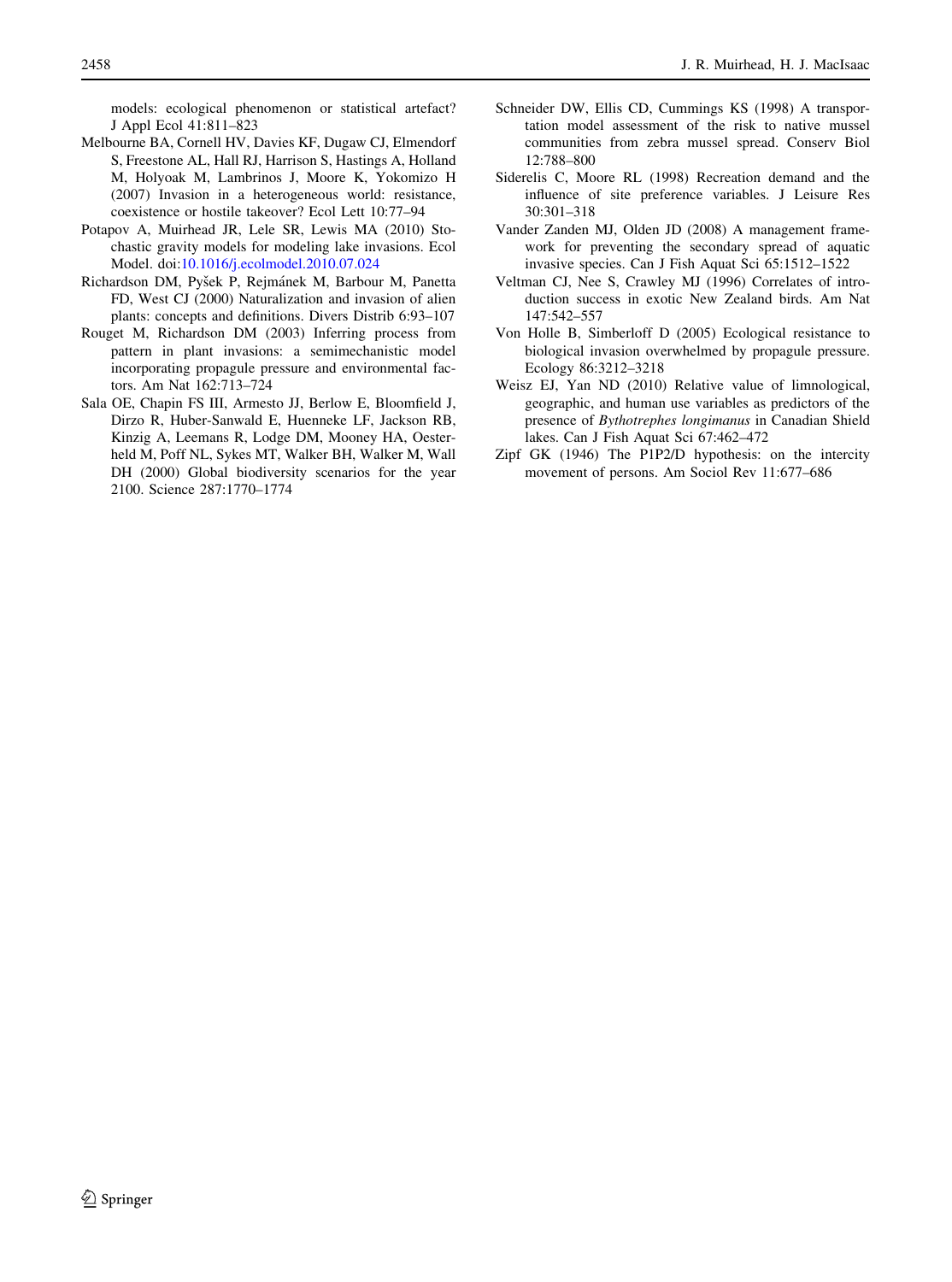models: ecological phenomenon or statistical artefact? J Appl Ecol 41:811–823

Melbourne BA, Cornell HV, Davies KF, Dugaw CJ, Elmendorf S, Freestone AL, Hall RJ, Harrison S, Hastings A, Holland M, Holyoak M, Lambrinos J, Moore K, Yokomizo H (2007) Invasion in a heterogeneous world: resistance, coexistence or hostile takeover? Ecol Lett 10:77–94

Potapov A, Muirhead JR, Lele SR, Lewis MA (2010) Stochastic gravity models for modeling lake invasions. Ecol Model. doi:10.1016/j.ecolmodel.2010.07.024

Richardson DM, Pyšek P, Rejmánek M, Barbour M, Panetta FD, West CJ (2000) Naturalization and invasion of alien plants: concepts and definitions. Divers Distrib 6:93–107

Rouget M, Richardson DM (2003) Inferring process from pattern in plant invasions: a semimechanistic model incorporating propagule pressure and environmental factors. Am Nat 162:713–724

Sala OE, Chapin FS III, Armesto JJ, Berlow E, Bloomfield J, Dirzo R, Huber-Sanwald E, Huenneke LF, Jackson RB, Kinzig A, Leemans R, Lodge DM, Mooney HA, Oesterheld M, Poff NL, Sykes MT, Walker BH, Walker M, Wall DH (2000) Global biodiversity scenarios for the year 2100. Science 287:1770–1774

Schneider DW, Ellis CD, Cummings KS (1998) A transportation model assessment of the risk to native mussel communities from zebra mussel spread. Conserv Biol 12:788–800

Siderelis C, Moore RL (1998) Recreation demand and the influence of site preference variables. J Leisure Res 30:301–318

Vander Zanden MJ, Olden JD (2008) A management framework for preventing the secondary spread of aquatic invasive species. Can J Fish Aquat Sci 65:1512–1522

Veltman CJ, Nee S, Crawley MJ (1996) Correlates of introduction success in exotic New Zealand birds. Am Nat 147:542–557

Von Holle B, Simberloff D (2005) Ecological resistance to biological invasion overwhelmed by propagule pressure. Ecology 86:3212–3218

Weisz EJ, Yan ND (2010) Relative value of limnological, geographic, and human use variables as predictors of the presence of *Bythotrephes longimanus* in Canadian Shield lakes. Can J Fish Aquat Sci 67:462–472

Zipf GK (1946) The P1P2/D hypothesis: on the intercity movement of persons. Am Sociol Rev 11:677–686